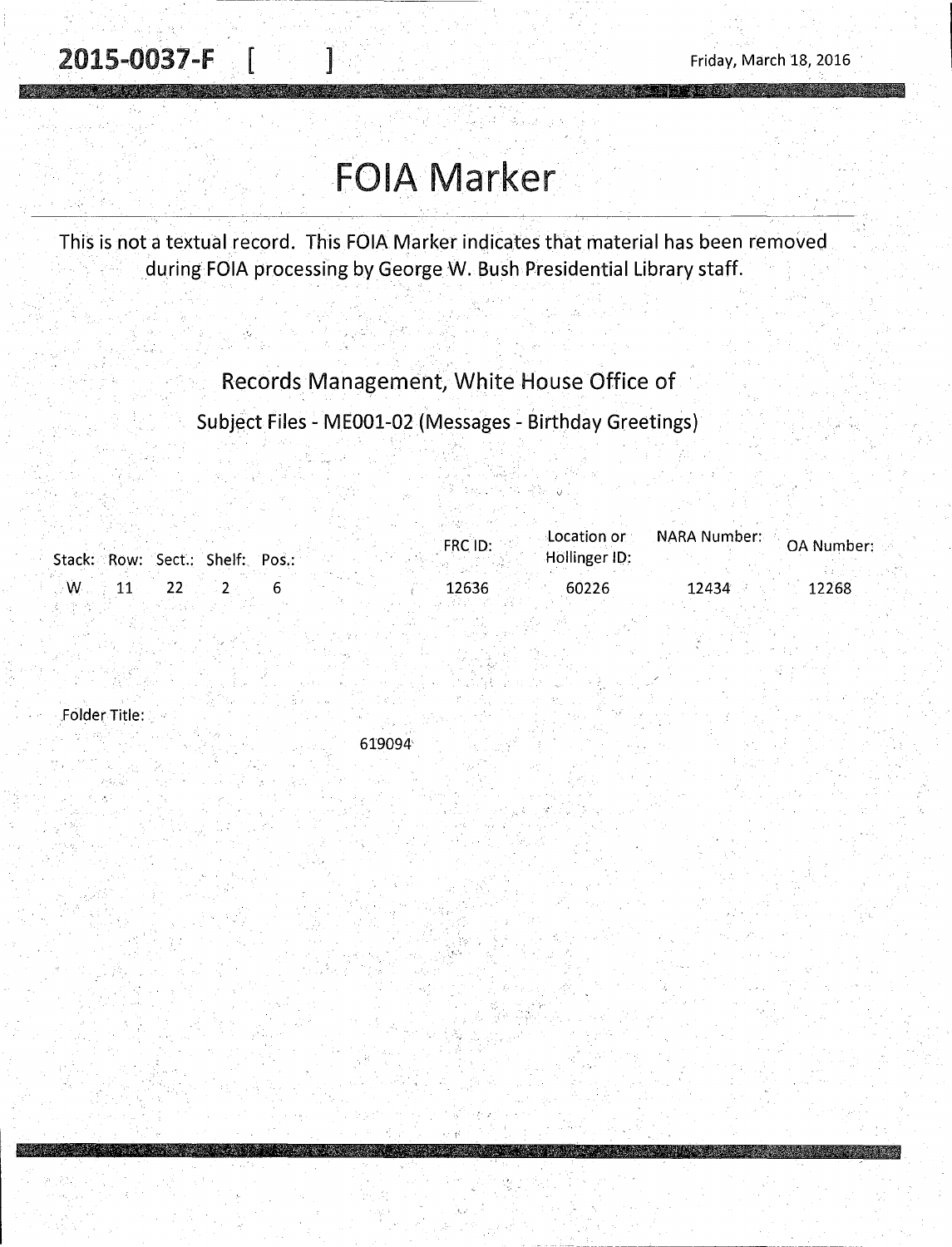2015-0037-F [ ]

Friday, March 18, 2016

# FOIA Marker

This is not a textual record. This FOIA Marker indicates that material has been removed during FOIA processing by George W. Bush Presidential Library staff.

## Records Management, White House Office of

### Subject Files - ME001-02 (Messages - Birthday Greetings)

| Stack: | Row: | Sect.: | Shelf: | Pos.: | FRC ID: | Location or Hollinger ID: | NARA Number: | OA Number: |
|---|---|---|---|---|---|---|---|---|
| W | 11 | 22 | 2 | 6 | 12636 | 60226 | 12434 | 12268 |

Folder Title:

619094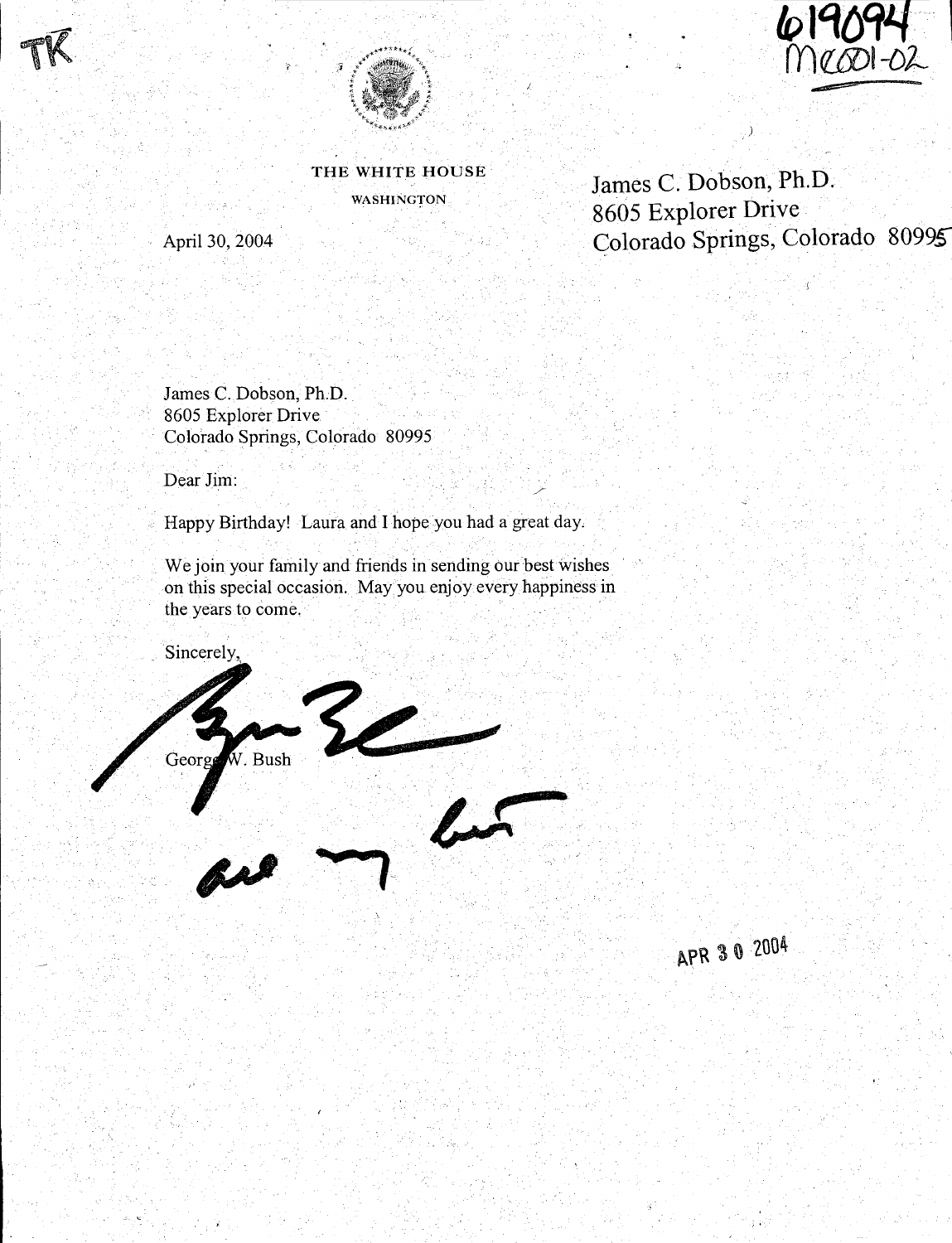TK

619094
MC001-02

THE WHITE HOUSE

WASHINGTON

April 30, 2004

James C. Dobson, Ph.D.
8605 Explorer Drive
Colorado Springs, Colorado 80995

James C. Dobson, Ph.D.
8605 Explorer Drive
Colorado Springs, Colorado 80995

Dear Jim:

Happy Birthday! Laura and I hope you had a great day.

We join your family and friends in sending our best wishes on this special occasion. May you enjoy every happiness in the years to come.

Sincerely,

George W. Bush

all my best

APR 30 2004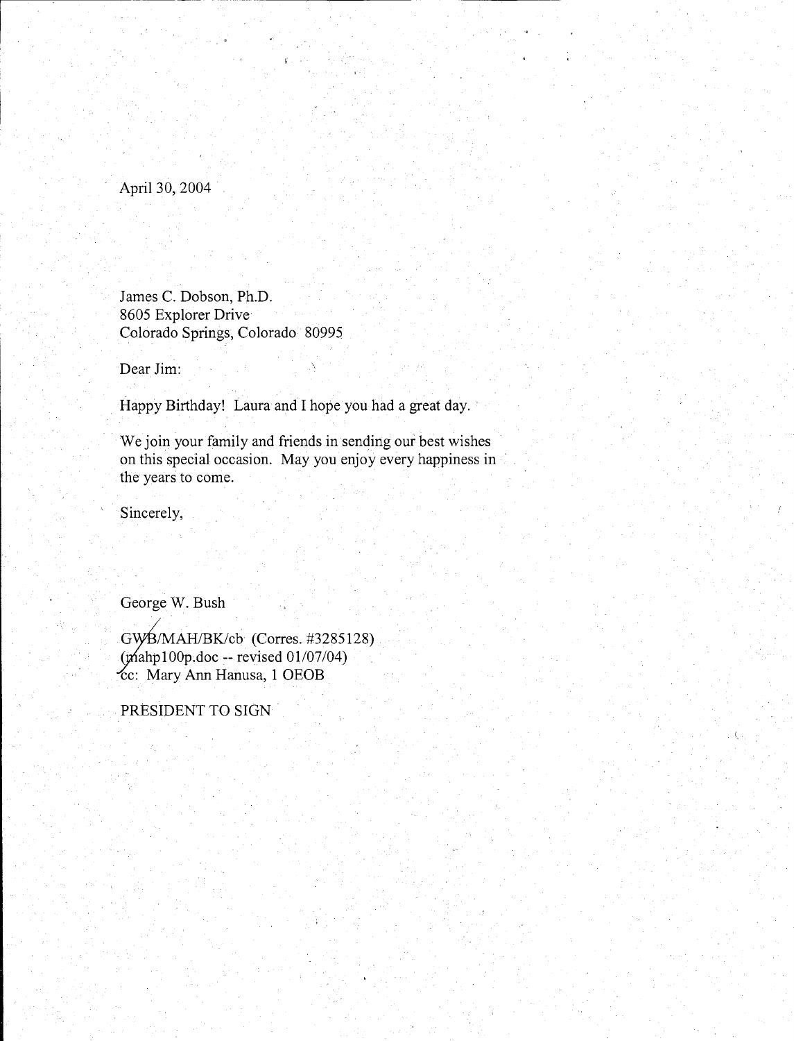April 30, 2004

James C. Dobson, Ph.D.
8605 Explorer Drive
Colorado Springs, Colorado 80995

Dear Jim:

Happy Birthday! Laura and I hope you had a great day.

We join your family and friends in sending our best wishes on this special occasion. May you enjoy every happiness in the years to come.

Sincerely,

George W. Bush

GWB/MAH/BK/cb (Corres. #3285128)
(mahp100p.doc -- revised 01/07/04)
cc: Mary Ann Hanusa, 1 OEOB

PRESIDENT TO SIGN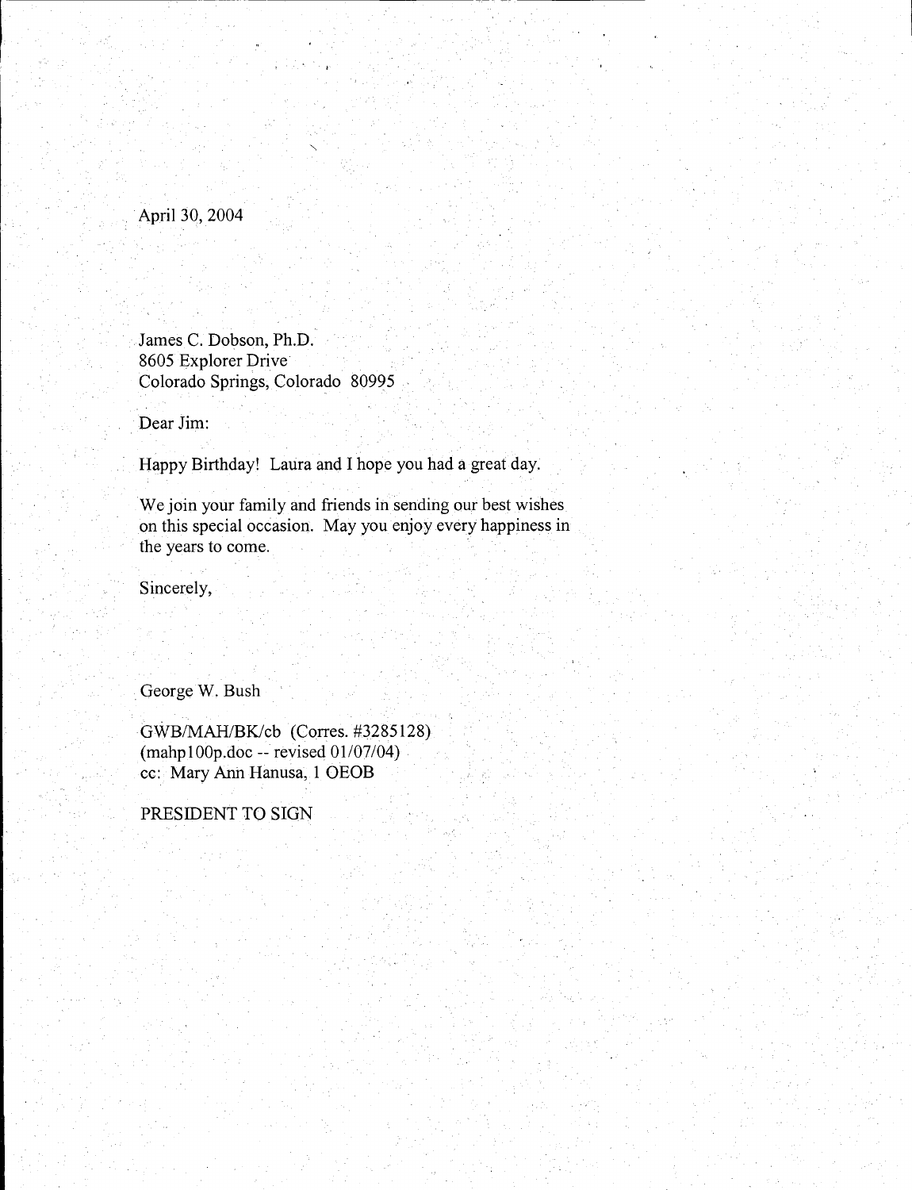April 30, 2004

James C. Dobson, Ph.D.
8605 Explorer Drive
Colorado Springs, Colorado 80995

Dear Jim:

Happy Birthday! Laura and I hope you had a great day.

We join your family and friends in sending our best wishes on this special occasion. May you enjoy every happiness in the years to come.

Sincerely,

George W. Bush

GWB/MAH/BK/cb (Corres. #3285128)
(mahp100p.doc -- revised 01/07/04)
cc: Mary Ann Hanusa, 1 OEOB

PRESIDENT TO SIGN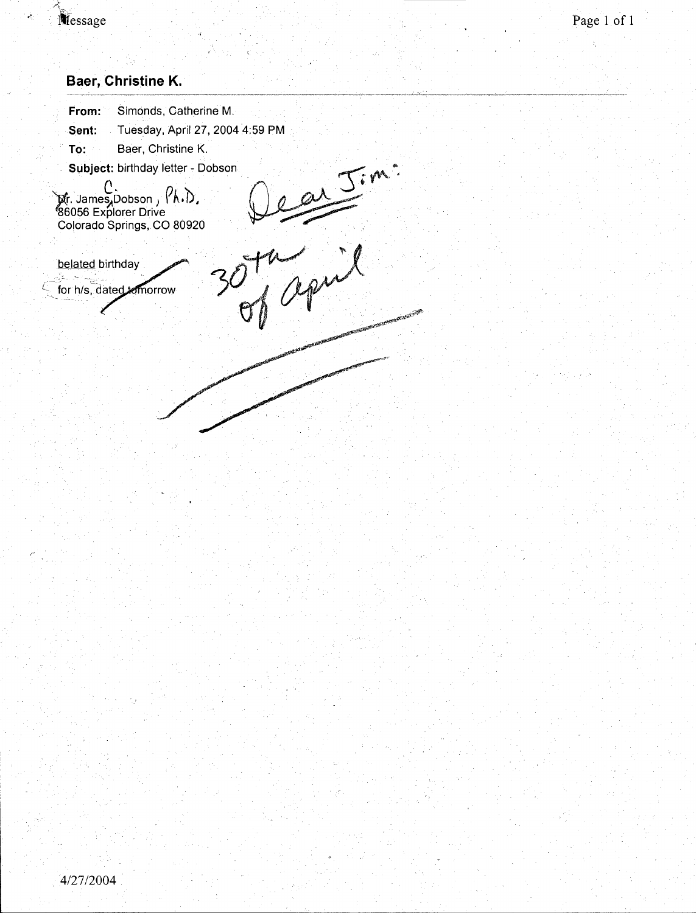**Baer, Christine K.**

**From:** Simonds, Catherine M.

**Sent:** Tuesday, April 27, 2004 4:59 PM

**To:** Baer, Christine K.

**Subject:** birthday letter - Dobson

Dr. James C. Dobson, Ph.D.
86056 Explorer Drive
Colorado Springs, CO 80920

Dear Jim:

belated birthday

for h/s, dated tomorrow

30th of April

4/27/2004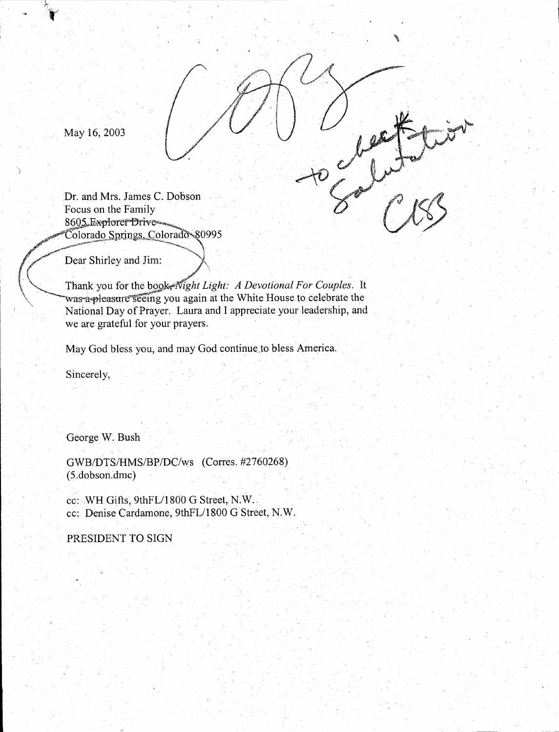May 16, 2003

COPY

to clear salutation

CISS

Dr. and Mrs. James C. Dobson
Focus on the Family
8605 Explorer Drive
Colorado Springs, Colorado 80995

Dear Shirley and Jim:

Thank you for the book, *Night Light: A Devotional For Couples*. It was a pleasure seeing you again at the White House to celebrate the National Day of Prayer. Laura and I appreciate your leadership, and we are grateful for your prayers.

May God bless you, and may God continue to bless America.

Sincerely,

George W. Bush

GWB/DTS/HMS/BP/DC/ws (Corres. #2760268)
(5.dobson.dmc)

cc: WH Gifts, 9thFL/1800 G Street, N.W.
cc: Denise Cardamone, 9thFL/1800 G Street, N.W.

PRESIDENT TO SIGN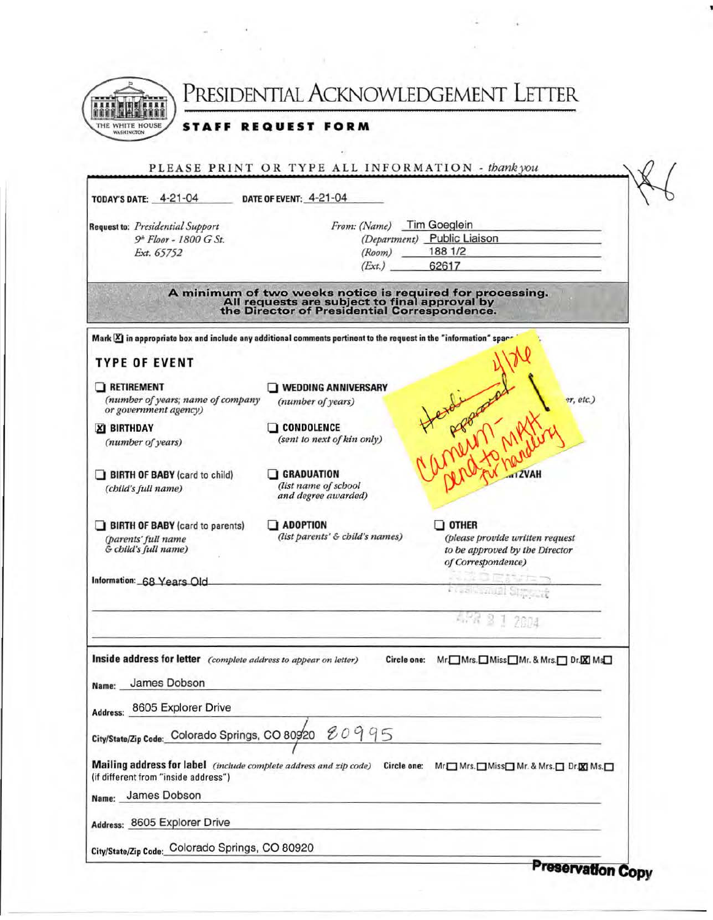# PRESIDENTIAL ACKNOWLEDGEMENT LETTER

THE WHITE HOUSE
WASHINGTON

## STAFF REQUEST FORM

PLEASE PRINT OR TYPE ALL INFORMATION - *thank you*

**TODAY'S DATE:** 4-21-04 **DATE OF EVENT:** 4-21-04

**Request to:** *Presidential Support*
*9th Floor - 1800 G St.*
*Ext. 65752*

*From: (Name)* Tim Goeglein
*(Department)* Public Liaison
*(Room)* 188 1/2
*(Ext.)* 62617

**A minimum of two weeks notice is required for processing. All requests are subject to final approval by the Director of Presidential Correspondence.**

**Mark [X] in appropriate box and include any additional comments pertinent to the request in the "information" space**

*[Sticky note, handwritten:] 4/26 Heidi approved — Cameron — send to MAH for handling*

### TYPE OF EVENT

- [ ] **RETIREMENT** *(number of years; name of company or government agency)*
- [ ] **WEDDING ANNIVERSARY** *(number of years)*
- [ ] ...*er, etc.)*
- [X] **BIRTHDAY** *(number of years)*
- [ ] **CONDOLENCE** *(sent to next of kin only)*
- [ ] **BIRTH OF BABY** (card to child) *(child's full name)*
- [ ] **GRADUATION** *(list name of school and degree awarded)*
- [ ] ...**ITZVAH**
- [ ] **BIRTH OF BABY** (card to parents) *(parents' full name & child's full name)*
- [ ] **ADOPTION** *(list parents' & child's names)*
- [ ] **OTHER** *(please provide written request to be approved by the Director of Correspondence)*

**Information:** 68 Years Old

RECEIVED
Presidential Support
APR 2 1 2004

**Inside address for letter** *(complete address to appear on letter)* **Circle one:** Mr. [ ] Mrs. [ ] Miss [ ] Mr. & Mrs. [ ] Dr. [X] Ms. [ ]

**Name:** James Dobson

**Address:** 8605 Explorer Drive

**City/State/Zip Code:** Colorado Springs, CO ~~80920~~ 80995

**Mailing address for label** *(include complete address and zip code)* **Circle one:** Mr. [ ] Mrs. [ ] Miss [ ] Mr. & Mrs. [ ] Dr. [X] Ms. [ ]
(if different from "inside address")

**Name:** James Dobson

**Address:** 8605 Explorer Drive

**City/State/Zip Code:** Colorado Springs, CO 80920

**Preservation Copy**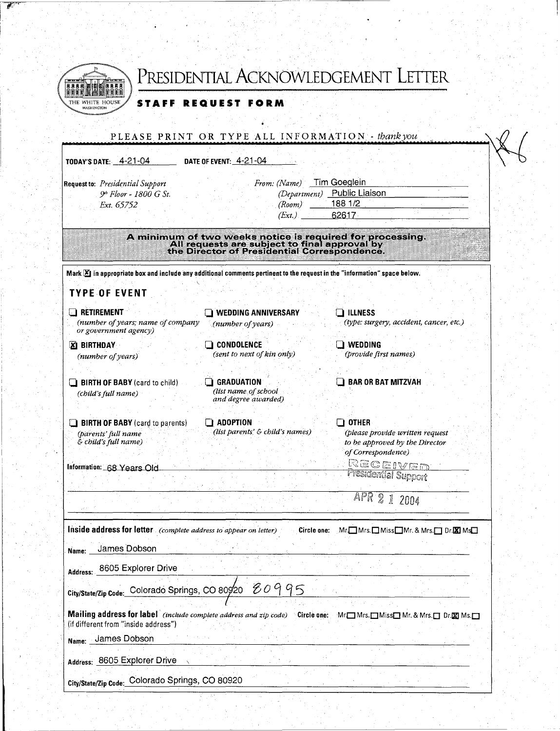# PRESIDENTIAL ACKNOWLEDGEMENT LETTER

THE WHITE HOUSE
WASHINGTON

## STAFF REQUEST FORM

PLEASE PRINT OR TYPE ALL INFORMATION - *thank you*

**TODAY'S DATE:** 4-21-04 **DATE OF EVENT:** 4-21-04

**Request to:** *Presidential Support*
*9th Floor - 1800 G St.*
*Ext. 65752*

*From: (Name)* Tim Goeglein
*(Department)* Public Liaison
*(Room)* 188 1/2
*(Ext.)* 62617

**A minimum of two weeks notice is required for processing. All requests are subject to final approval by the Director of Presidential Correspondence.**

**Mark ☒ in appropriate box and include any additional comments pertinent to the request in the "information" space below.**

### TYPE OF EVENT

- ☐ **RETIREMENT** *(number of years; name of company or government agency)*
- ☐ **WEDDING ANNIVERSARY** *(number of years)*
- ☐ **ILLNESS** *(type: surgery, accident, cancer, etc.)*
- ☒ **BIRTHDAY** *(number of years)*
- ☐ **CONDOLENCE** *(sent to next of kin only)*
- ☐ **WEDDING** *(provide first names)*
- ☐ **BIRTH OF BABY** (card to child) *(child's full name)*
- ☐ **GRADUATION** *(list name of school and degree awarded)*
- ☐ **BAR OR BAT MITZVAH**
- ☐ **BIRTH OF BABY** (card to parents) *(parents' full name & child's full name)*
- ☐ **ADOPTION** *(list parents' & child's names)*
- ☐ **OTHER** *(please provide written request to be approved by the Director of Correspondence)*

**Information:** 68 Years Old

RECEIVED
Presidential Support
APR 21 2004

**Inside address for letter** *(complete address to appear on letter)* **Circle one:** Mr.☐ Mrs.☐ Miss☐ Mr. & Mrs.☐ Dr.☒ Ms☐

**Name:** James Dobson

**Address:** 8605 Explorer Drive

**City/State/Zip Code:** Colorado Springs, CO 80920 80995

**Mailing address for label** *(include complete address and zip code)* **Circle one:** Mr☐ Mrs.☐ Miss☐ Mr. & Mrs.☐ Dr.☒ Ms.☐
(if different from "inside address")

**Name:** James Dobson

**Address:** 8605 Explorer Drive

**City/State/Zip Code:** Colorado Springs, CO 80920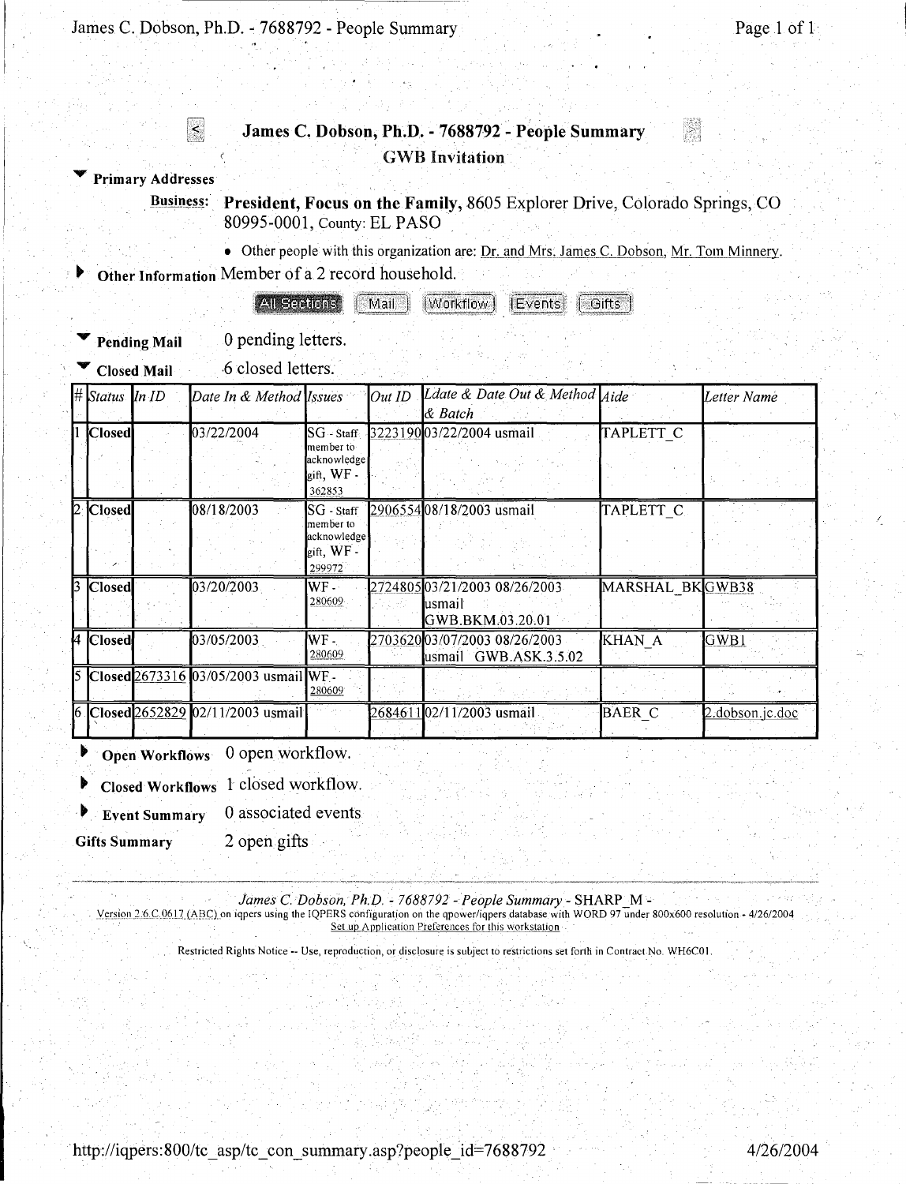## James C. Dobson, Ph.D. - 7688792 - People Summary

**GWB Invitation**

**Primary Addresses**

**Business:** **President, Focus on the Family,** 8605 Explorer Drive, Colorado Springs, CO 80995-0001, County: EL PASO

- Other people with this organization are: Dr. and Mrs. James C. Dobson, Mr. Tom Minnery.

**Other Information** Member of a 2 record household.

All Sections | Mail | Workflow | Events | Gifts

**Pending Mail** 0 pending letters.

**Closed Mail** 6 closed letters.

| # | Status | In ID | Date In & Method | Issues | Out ID | Ldate & Date Out & Method & Batch | Aide | Letter Name |
|---|---|---|---|---|---|---|---|---|
| 1 | Closed | | 03/22/2004 | SG - Staff member to acknowledge gift, WF - 362853 | 3223190 | 03/22/2004 usmail | TAPLETT_C | |
| 2 | Closed | | 08/18/2003 | SG - Staff member to acknowledge gift, WF - 299972 | 2906554 | 08/18/2003 usmail | TAPLETT_C | |
| 3 | Closed | | 03/20/2003 | WF - 280609 | 2724805 | 03/21/2003 08/26/2003 usmail GWB.BKM.03.20.01 | MARSHAL_BK | GWB38 |
| 4 | Closed | | 03/05/2003 | WF - 280609 | 2703620 | 03/07/2003 08/26/2003 usmail GWB.ASK.3.5.02 | KHAN_A | GWB1 |
| 5 | Closed | 2673316 | 03/05/2003 usmail | WF - 280609 | | | | |
| 6 | Closed | 2652829 | 02/11/2003 usmail | | 2684611 | 02/11/2003 usmail | BAER_C | 2.dobson.jc.doc |

**Open Workflows** 0 open workflow.

**Closed Workflows** 1 closed workflow.

**Event Summary** 0 associated events

**Gifts Summary** 2 open gifts

*James C. Dobson, Ph.D. - 7688792 - People Summary* - SHARP_M -

Version 2.6.C.0617 (ABC) on iqpers using the IQPERS configuration on the qpower/iqpers database with WORD 97 under 800x600 resolution - 4/26/2004

Set up Application Preferences for this workstation

Restricted Rights Notice -- Use, reproduction, or disclosure is subject to restrictions set forth in Contract No. WH6C01.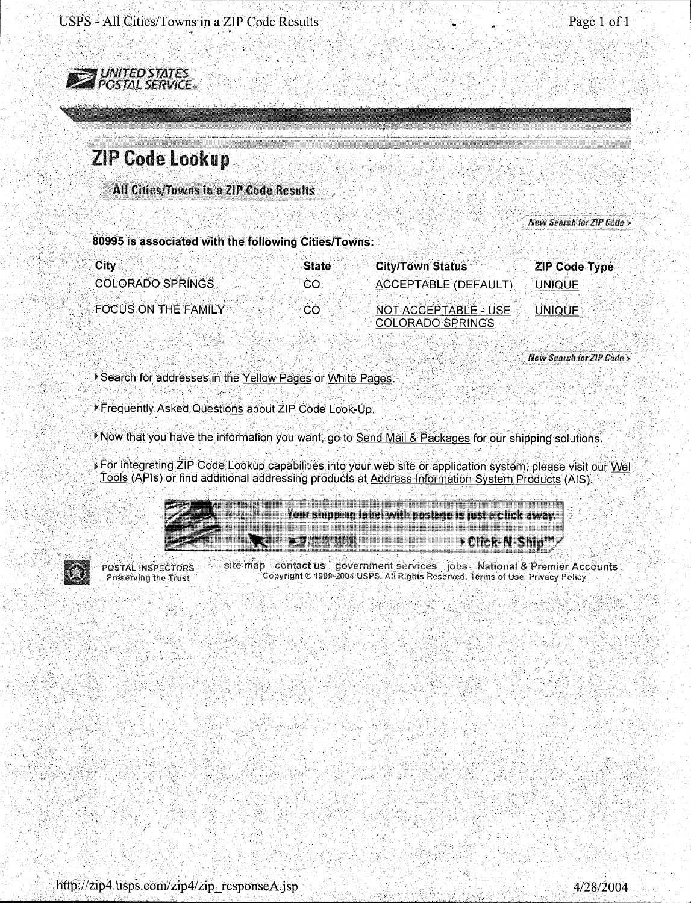UNITED STATES POSTAL SERVICE

# ZIP Code Lookup

## All Cities/Towns in a ZIP Code Results

New Search for ZIP Code >

**80995 is associated with the following Cities/Towns:**

| City | State | City/Town Status | ZIP Code Type |
|---|---|---|---|
| COLORADO SPRINGS | CO | ACCEPTABLE (DEFAULT) | UNIQUE |
| FOCUS ON THE FAMILY | CO | NOT ACCEPTABLE - USE COLORADO SPRINGS | UNIQUE |

New Search for ZIP Code >

- Search for addresses in the Yellow Pages or White Pages.
- Frequently Asked Questions about ZIP Code Look-Up.
- Now that you have the information you want, go to Send Mail & Packages for our shipping solutions.
- For integrating ZIP Code Lookup capabilities into your web site or application system, please visit our Web Tools (APIs) or find additional addressing products at Address Information System Products (AIS).

Your shipping label with postage is just a click away. Click-N-Ship™

POSTAL INSPECTORS Preserving the Trust

site map contact us government services jobs National & Premier Accounts
Copyright © 1999-2004 USPS. All Rights Reserved. Terms of Use Privacy Policy

http://zip4.usps.com/zip4/zip_responseA.jsp 4/28/2004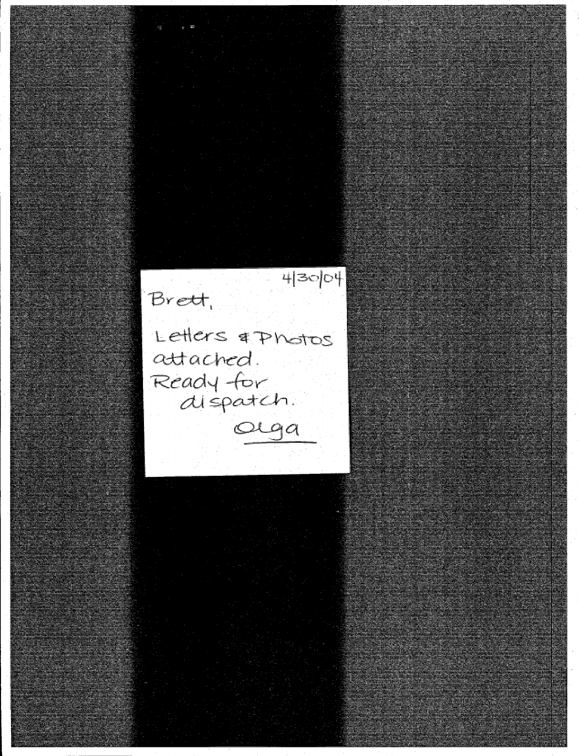4/30/04

Brett,

Letters & Photos attached. Ready for dispatch.

Olga